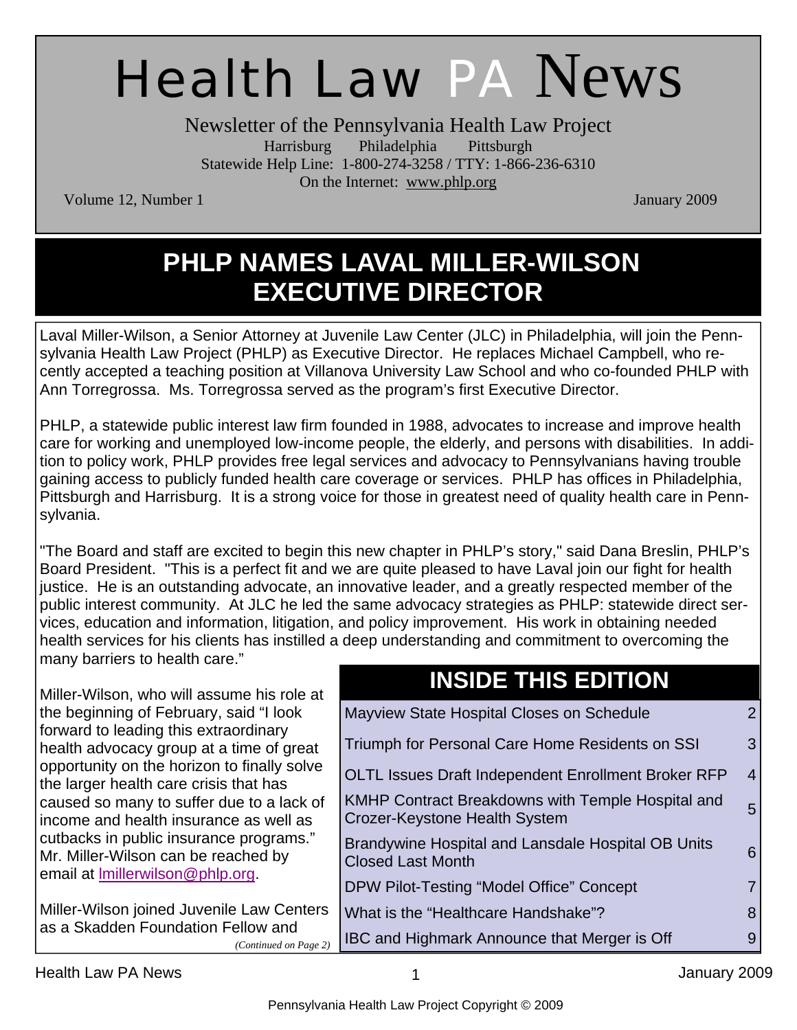# Health Law PA News

Newsletter of the Pennsylvania Health Law Project

Harrisburg Philadelphia Pittsburgh

Statewide Help Line: 1-800-274-3258 / TTY: 1-866-236-6310

On the Internet: www.phlp.org

Volume 12, Number 1 January 2009

## PHLP NAMES LAVAL MILLER-WILSON EXECUTIVE DIRECTOR

Laval Miller-Wilson, a Senior Attorney at Juvenile Law Center (JLC) in Philadelphia, will join the Pennsylvania Health Law Project (PHLP) as Executive Director. He replaces Michael Campbell, who recently accepted a teaching position at Villanova University Law School and who co-founded PHLP with Ann Torregrossa. Ms. Torregrossa served as the program's first Executive Director.

PHLP, a statewide public interest law firm founded in 1988, advocates to increase and improve health care for working and unemployed low-income people, the elderly, and persons with disabilities. In addition to policy work, PHLP provides free legal services and advocacy to Pennsylvanians having trouble gaining access to publicly funded health care coverage or services. PHLP has offices in Philadelphia, Pittsburgh and Harrisburg. It is a strong voice for those in greatest need of quality health care in Pennsylvania.

"The Board and staff are excited to begin this new chapter in PHLP's story," said Dana Breslin, PHLP's Board President. "This is a perfect fit and we are quite pleased to have Laval join our fight for health justice. He is an outstanding advocate, an innovative leader, and a greatly respected member of the public interest community. At JLC he led the same advocacy strategies as PHLP: statewide direct services, education and information, litigation, and policy improvement. His work in obtaining needed health services for his clients has instilled a deep understanding and commitment to overcoming the many barriers to health care."

Miller-Wilson, who will assume his role at the beginning of February, said "I look forward to leading this extraordinary health advocacy group at a time of great opportunity on the horizon to finally solve the larger health care crisis that has caused so many to suffer due to a lack of income and health insurance as well as cutbacks in public insurance programs." Mr. Miller-Wilson can be reached by email at lmillerwilson@phlp.org.

Miller-Wilson joined Juvenile Law Centers as a Skadden Foundation Fellow and

*(Continued on Page 2)*

## INSIDE THIS EDITION

| Article | Page |
|---|---|
| Mayview State Hospital Closes on Schedule | 2 |
| Triumph for Personal Care Home Residents on SSI | 3 |
| OLTL Issues Draft Independent Enrollment Broker RFP | 4 |
| KMHP Contract Breakdowns with Temple Hospital and Crozer-Keystone Health System | 5 |
| Brandywine Hospital and Lansdale Hospital OB Units Closed Last Month | 6 |
| DPW Pilot-Testing "Model Office" Concept | 7 |
| What is the "Healthcare Handshake"? | 8 |
| IBC and Highmark Announce that Merger is Off | 9 |

Pennsylvania Health Law Project Copyright © 2009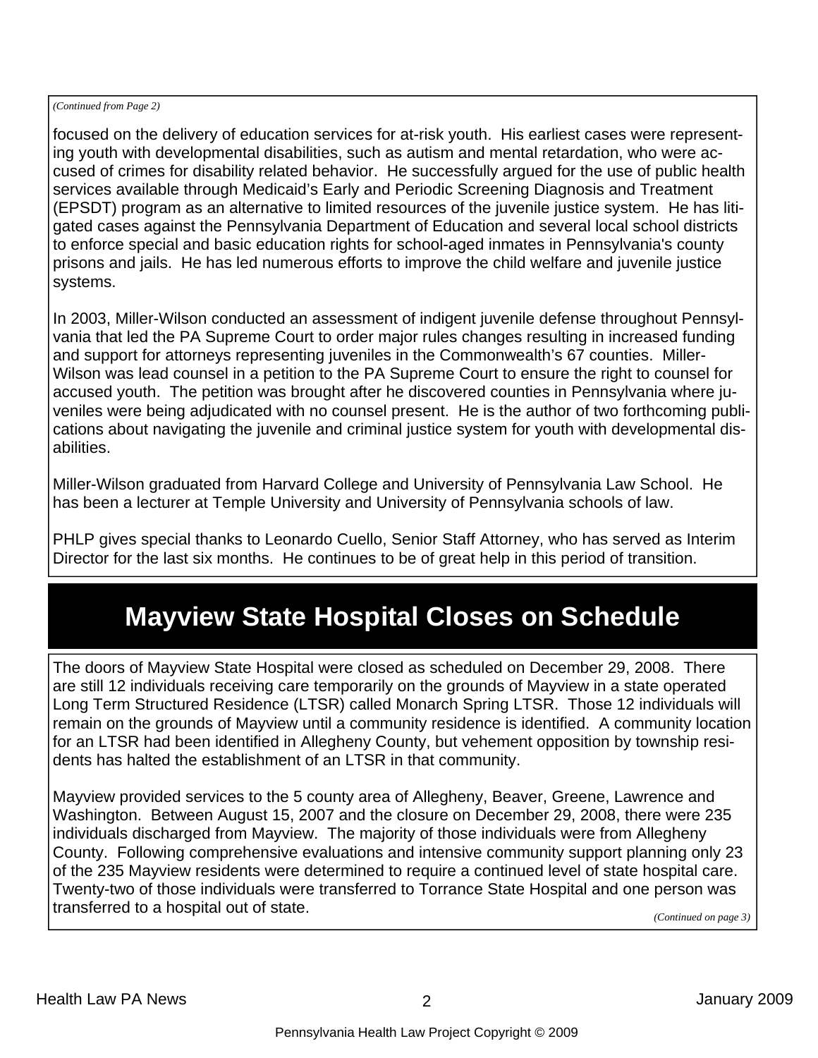*(Continued from Page 2)*

focused on the delivery of education services for at-risk youth. His earliest cases were representing youth with developmental disabilities, such as autism and mental retardation, who were accused of crimes for disability related behavior. He successfully argued for the use of public health services available through Medicaid's Early and Periodic Screening Diagnosis and Treatment (EPSDT) program as an alternative to limited resources of the juvenile justice system. He has litigated cases against the Pennsylvania Department of Education and several local school districts to enforce special and basic education rights for school-aged inmates in Pennsylvania's county prisons and jails. He has led numerous efforts to improve the child welfare and juvenile justice systems.

In 2003, Miller-Wilson conducted an assessment of indigent juvenile defense throughout Pennsylvania that led the PA Supreme Court to order major rules changes resulting in increased funding and support for attorneys representing juveniles in the Commonwealth's 67 counties. Miller-Wilson was lead counsel in a petition to the PA Supreme Court to ensure the right to counsel for accused youth. The petition was brought after he discovered counties in Pennsylvania where juveniles were being adjudicated with no counsel present. He is the author of two forthcoming publications about navigating the juvenile and criminal justice system for youth with developmental disabilities.

Miller-Wilson graduated from Harvard College and University of Pennsylvania Law School. He has been a lecturer at Temple University and University of Pennsylvania schools of law.

PHLP gives special thanks to Leonardo Cuello, Senior Staff Attorney, who has served as Interim Director for the last six months. He continues to be of great help in this period of transition.

# Mayview State Hospital Closes on Schedule

The doors of Mayview State Hospital were closed as scheduled on December 29, 2008. There are still 12 individuals receiving care temporarily on the grounds of Mayview in a state operated Long Term Structured Residence (LTSR) called Monarch Spring LTSR. Those 12 individuals will remain on the grounds of Mayview until a community residence is identified. A community location for an LTSR had been identified in Allegheny County, but vehement opposition by township residents has halted the establishment of an LTSR in that community.

Mayview provided services to the 5 county area of Allegheny, Beaver, Greene, Lawrence and Washington. Between August 15, 2007 and the closure on December 29, 2008, there were 235 individuals discharged from Mayview. The majority of those individuals were from Allegheny County. Following comprehensive evaluations and intensive community support planning only 23 of the 235 Mayview residents were determined to require a continued level of state hospital care. Twenty-two of those individuals were transferred to Torrance State Hospital and one person was transferred to a hospital out of state.

*(Continued on page 3)*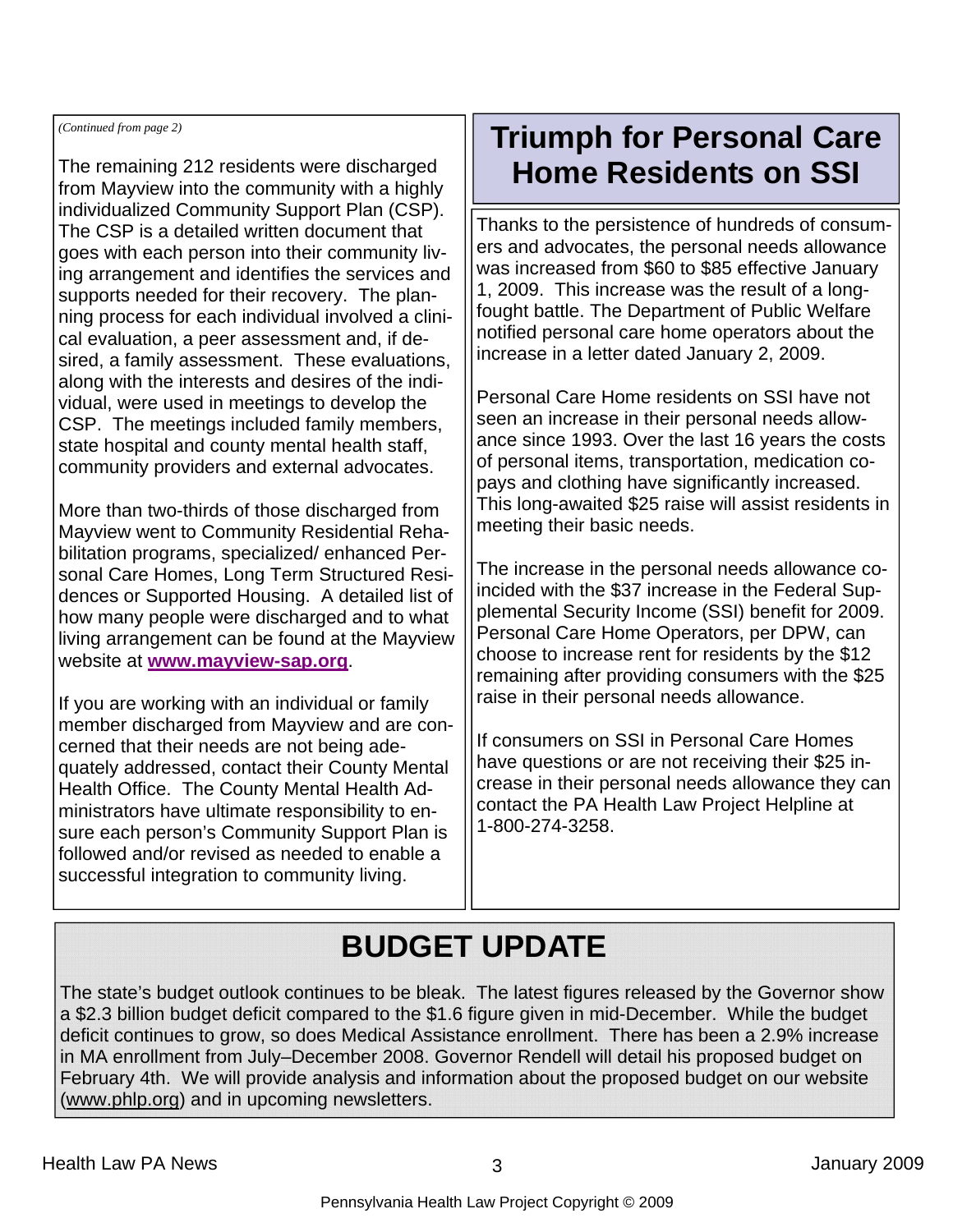*(Continued from page 2)*

The remaining 212 residents were discharged from Mayview into the community with a highly individualized Community Support Plan (CSP). The CSP is a detailed written document that goes with each person into their community living arrangement and identifies the services and supports needed for their recovery. The planning process for each individual involved a clinical evaluation, a peer assessment and, if desired, a family assessment. These evaluations, along with the interests and desires of the individual, were used in meetings to develop the CSP. The meetings included family members, state hospital and county mental health staff, community providers and external advocates.

More than two-thirds of those discharged from Mayview went to Community Residential Rehabilitation programs, specialized/ enhanced Personal Care Homes, Long Term Structured Residences or Supported Housing. A detailed list of how many people were discharged and to what living arrangement can be found at the Mayview website at **www.mayview-sap.org**.

If you are working with an individual or family member discharged from Mayview and are concerned that their needs are not being adequately addressed, contact their County Mental Health Office. The County Mental Health Administrators have ultimate responsibility to ensure each person's Community Support Plan is followed and/or revised as needed to enable a successful integration to community living.

# Triumph for Personal Care Home Residents on SSI

Thanks to the persistence of hundreds of consumers and advocates, the personal needs allowance was increased from $60 to $85 effective January 1, 2009. This increase was the result of a long-fought battle. The Department of Public Welfare notified personal care home operators about the increase in a letter dated January 2, 2009.

Personal Care Home residents on SSI have not seen an increase in their personal needs allowance since 1993. Over the last 16 years the costs of personal items, transportation, medication co-pays and clothing have significantly increased. This long-awaited $25 raise will assist residents in meeting their basic needs.

The increase in the personal needs allowance coincided with the $37 increase in the Federal Supplemental Security Income (SSI) benefit for 2009. Personal Care Home Operators, per DPW, can choose to increase rent for residents by the $12 remaining after providing consumers with the $25 raise in their personal needs allowance.

If consumers on SSI in Personal Care Homes have questions or are not receiving their $25 increase in their personal needs allowance they can contact the PA Health Law Project Helpline at 1-800-274-3258.

# BUDGET UPDATE

The state's budget outlook continues to be bleak. The latest figures released by the Governor show a $2.3 billion budget deficit compared to the $1.6 figure given in mid-December. While the budget deficit continues to grow, so does Medical Assistance enrollment. There has been a 2.9% increase in MA enrollment from July–December 2008. Governor Rendell will detail his proposed budget on February 4th. We will provide analysis and information about the proposed budget on our website (www.phlp.org) and in upcoming newsletters.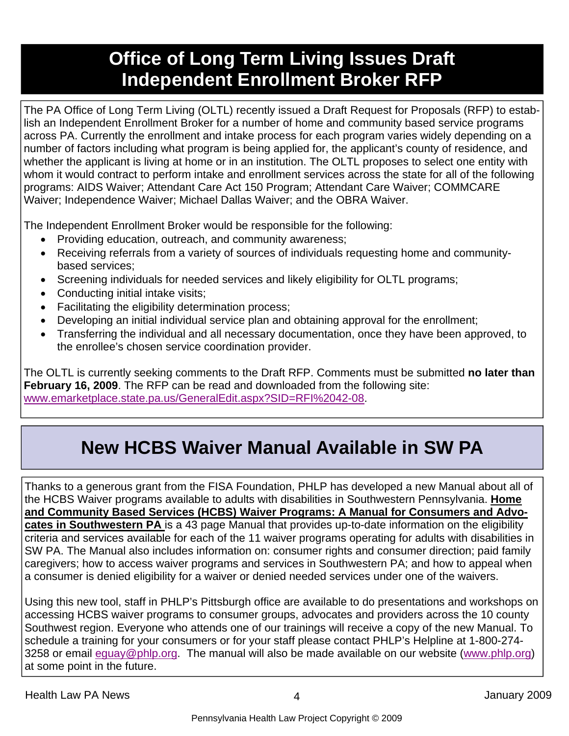# Office of Long Term Living Issues Draft Independent Enrollment Broker RFP

The PA Office of Long Term Living (OLTL) recently issued a Draft Request for Proposals (RFP) to establish an Independent Enrollment Broker for a number of home and community based service programs across PA. Currently the enrollment and intake process for each program varies widely depending on a number of factors including what program is being applied for, the applicant's county of residence, and whether the applicant is living at home or in an institution. The OLTL proposes to select one entity with whom it would contract to perform intake and enrollment services across the state for all of the following programs: AIDS Waiver; Attendant Care Act 150 Program; Attendant Care Waiver; COMMCARE Waiver; Independence Waiver; Michael Dallas Waiver; and the OBRA Waiver.

The Independent Enrollment Broker would be responsible for the following:

- Providing education, outreach, and community awareness;
- Receiving referrals from a variety of sources of individuals requesting home and community-based services;
- Screening individuals for needed services and likely eligibility for OLTL programs;
- Conducting initial intake visits;
- Facilitating the eligibility determination process;
- Developing an initial individual service plan and obtaining approval for the enrollment;
- Transferring the individual and all necessary documentation, once they have been approved, to the enrollee's chosen service coordination provider.

The OLTL is currently seeking comments to the Draft RFP. Comments must be submitted **no later than February 16, 2009**. The RFP can be read and downloaded from the following site: www.emarketplace.state.pa.us/GeneralEdit.aspx?SID=RFI%2042-08.

# New HCBS Waiver Manual Available in SW PA

Thanks to a generous grant from the FISA Foundation, PHLP has developed a new Manual about all of the HCBS Waiver programs available to adults with disabilities in Southwestern Pennsylvania. **Home and Community Based Services (HCBS) Waiver Programs: A Manual for Consumers and Advocates in Southwestern PA** is a 43 page Manual that provides up-to-date information on the eligibility criteria and services available for each of the 11 waiver programs operating for adults with disabilities in SW PA. The Manual also includes information on: consumer rights and consumer direction; paid family caregivers; how to access waiver programs and services in Southwestern PA; and how to appeal when a consumer is denied eligibility for a waiver or denied needed services under one of the waivers.

Using this new tool, staff in PHLP's Pittsburgh office are available to do presentations and workshops on accessing HCBS waiver programs to consumer groups, advocates and providers across the 10 county Southwest region. Everyone who attends one of our trainings will receive a copy of the new Manual. To schedule a training for your consumers or for your staff please contact PHLP's Helpline at 1-800-274-3258 or email eguay@phlp.org. The manual will also be made available on our website (www.phlp.org) at some point in the future.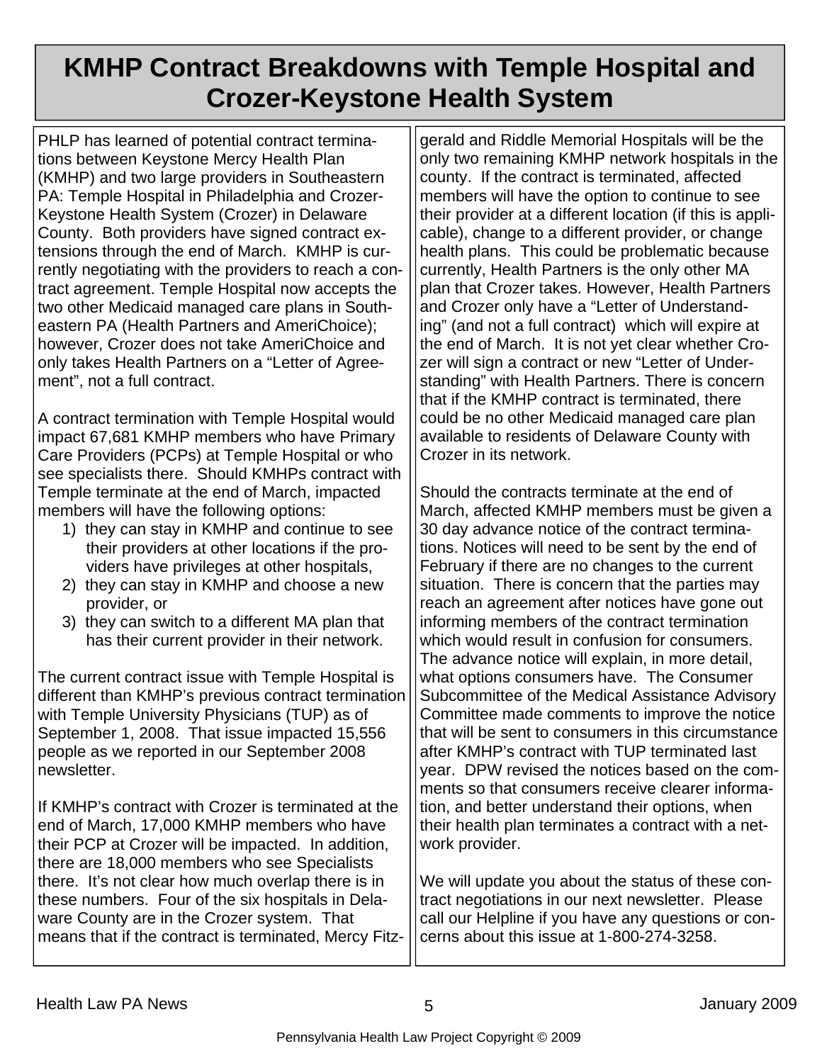# KMHP Contract Breakdowns with Temple Hospital and Crozer-Keystone Health System

PHLP has learned of potential contract terminations between Keystone Mercy Health Plan (KMHP) and two large providers in Southeastern PA: Temple Hospital in Philadelphia and Crozer-Keystone Health System (Crozer) in Delaware County. Both providers have signed contract extensions through the end of March. KMHP is currently negotiating with the providers to reach a contract agreement. Temple Hospital now accepts the two other Medicaid managed care plans in Southeastern PA (Health Partners and AmeriChoice); however, Crozer does not take AmeriChoice and only takes Health Partners on a "Letter of Agreement", not a full contract.

A contract termination with Temple Hospital would impact 67,681 KMHP members who have Primary Care Providers (PCPs) at Temple Hospital or who see specialists there. Should KMHPs contract with Temple terminate at the end of March, impacted members will have the following options:

1) they can stay in KMHP and continue to see their providers at other locations if the providers have privileges at other hospitals,
2) they can stay in KMHP and choose a new provider, or
3) they can switch to a different MA plan that has their current provider in their network.

The current contract issue with Temple Hospital is different than KMHP's previous contract termination with Temple University Physicians (TUP) as of September 1, 2008. That issue impacted 15,556 people as we reported in our September 2008 newsletter.

If KMHP's contract with Crozer is terminated at the end of March, 17,000 KMHP members who have their PCP at Crozer will be impacted. In addition, there are 18,000 members who see Specialists there. It's not clear how much overlap there is in these numbers. Four of the six hospitals in Delaware County are in the Crozer system. That means that if the contract is terminated, Mercy Fitzgerald and Riddle Memorial Hospitals will be the only two remaining KMHP network hospitals in the county. If the contract is terminated, affected members will have the option to continue to see their provider at a different location (if this is applicable), change to a different provider, or change health plans. This could be problematic because currently, Health Partners is the only other MA plan that Crozer takes. However, Health Partners and Crozer only have a "Letter of Understanding" (and not a full contract) which will expire at the end of March. It is not yet clear whether Crozer will sign a contract or new "Letter of Understanding" with Health Partners. There is concern that if the KMHP contract is terminated, there could be no other Medicaid managed care plan available to residents of Delaware County with Crozer in its network.

Should the contracts terminate at the end of March, affected KMHP members must be given a 30 day advance notice of the contract terminations. Notices will need to be sent by the end of February if there are no changes to the current situation. There is concern that the parties may reach an agreement after notices have gone out informing members of the contract termination which would result in confusion for consumers. The advance notice will explain, in more detail, what options consumers have. The Consumer Subcommittee of the Medical Assistance Advisory Committee made comments to improve the notice that will be sent to consumers in this circumstance after KMHP's contract with TUP terminated last year. DPW revised the notices based on the comments so that consumers receive clearer information, and better understand their options, when their health plan terminates a contract with a network provider.

We will update you about the status of these contract negotiations in our next newsletter. Please call our Helpline if you have any questions or concerns about this issue at 1-800-274-3258.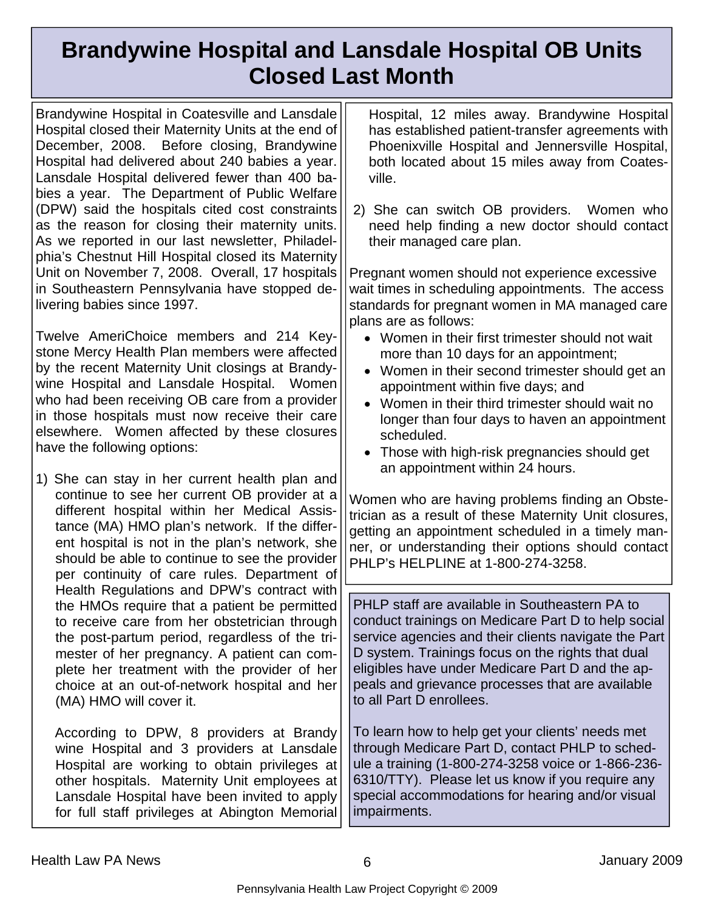# Brandywine Hospital and Lansdale Hospital OB Units Closed Last Month

Brandywine Hospital in Coatesville and Lansdale Hospital closed their Maternity Units at the end of December, 2008. Before closing, Brandywine Hospital had delivered about 240 babies a year. Lansdale Hospital delivered fewer than 400 babies a year. The Department of Public Welfare (DPW) said the hospitals cited cost constraints as the reason for closing their maternity units. As we reported in our last newsletter, Philadelphia's Chestnut Hill Hospital closed its Maternity Unit on November 7, 2008. Overall, 17 hospitals in Southeastern Pennsylvania have stopped delivering babies since 1997.

Twelve AmeriChoice members and 214 Keystone Mercy Health Plan members were affected by the recent Maternity Unit closings at Brandywine Hospital and Lansdale Hospital. Women who had been receiving OB care from a provider in those hospitals must now receive their care elsewhere. Women affected by these closures have the following options:

1) She can stay in her current health plan and continue to see her current OB provider at a different hospital within her Medical Assistance (MA) HMO plan's network. If the different hospital is not in the plan's network, she should be able to continue to see the provider per continuity of care rules. Department of Health Regulations and DPW's contract with the HMOs require that a patient be permitted to receive care from her obstetrician through the post-partum period, regardless of the trimester of her pregnancy. A patient can complete her treatment with the provider of her choice at an out-of-network hospital and her (MA) HMO will cover it.

   According to DPW, 8 providers at Brandy wine Hospital and 3 providers at Lansdale Hospital are working to obtain privileges at other hospitals. Maternity Unit employees at Lansdale Hospital have been invited to apply for full staff privileges at Abington Memorial Hospital, 12 miles away. Brandywine Hospital has established patient-transfer agreements with Phoenixville Hospital and Jennersville Hospital, both located about 15 miles away from Coatesville.

2) She can switch OB providers. Women who need help finding a new doctor should contact their managed care plan.

Pregnant women should not experience excessive wait times in scheduling appointments. The access standards for pregnant women in MA managed care plans are as follows:

- Women in their first trimester should not wait more than 10 days for an appointment;
- Women in their second trimester should get an appointment within five days; and
- Women in their third trimester should wait no longer than four days to haven an appointment scheduled.
- Those with high-risk pregnancies should get an appointment within 24 hours.

Women who are having problems finding an Obstetrician as a result of these Maternity Unit closures, getting an appointment scheduled in a timely manner, or understanding their options should contact PHLP's HELPLINE at 1-800-274-3258.

PHLP staff are available in Southeastern PA to conduct trainings on Medicare Part D to help social service agencies and their clients navigate the Part D system. Trainings focus on the rights that dual eligibles have under Medicare Part D and the appeals and grievance processes that are available to all Part D enrollees.

To learn how to help get your clients' needs met through Medicare Part D, contact PHLP to schedule a training (1-800-274-3258 voice or 1-866-236-6310/TTY). Please let us know if you require any special accommodations for hearing and/or visual impairments.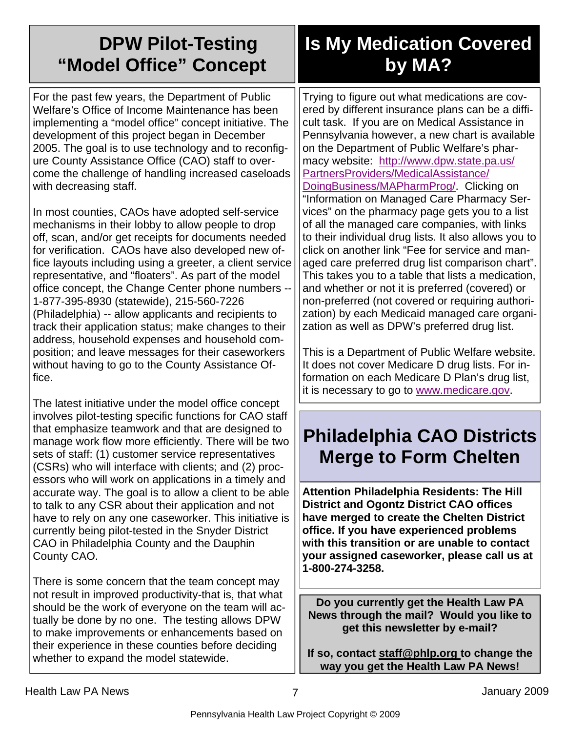# DPW Pilot-Testing "Model Office" Concept

For the past few years, the Department of Public Welfare's Office of Income Maintenance has been implementing a "model office" concept initiative. The development of this project began in December 2005. The goal is to use technology and to reconfigure County Assistance Office (CAO) staff to overcome the challenge of handling increased caseloads with decreasing staff.

In most counties, CAOs have adopted self-service mechanisms in their lobby to allow people to drop off, scan, and/or get receipts for documents needed for verification. CAOs have also developed new office layouts including using a greeter, a client service representative, and "floaters". As part of the model office concept, the Change Center phone numbers -- 1-877-395-8930 (statewide), 215-560-7226 (Philadelphia) -- allow applicants and recipients to track their application status; make changes to their address, household expenses and household composition; and leave messages for their caseworkers without having to go to the County Assistance Office.

The latest initiative under the model office concept involves pilot-testing specific functions for CAO staff that emphasize teamwork and that are designed to manage work flow more efficiently. There will be two sets of staff: (1) customer service representatives (CSRs) who will interface with clients; and (2) processors who will work on applications in a timely and accurate way. The goal is to allow a client to be able to talk to any CSR about their application and not have to rely on any one caseworker. This initiative is currently being pilot-tested in the Snyder District CAO in Philadelphia County and the Dauphin County CAO.

There is some concern that the team concept may not result in improved productivity-that is, that what should be the work of everyone on the team will actually be done by no one. The testing allows DPW to make improvements or enhancements based on their experience in these counties before deciding whether to expand the model statewide.

# Is My Medication Covered by MA?

Trying to figure out what medications are covered by different insurance plans can be a difficult task. If you are on Medical Assistance in Pennsylvania however, a new chart is available on the Department of Public Welfare's pharmacy website: http://www.dpw.state.pa.us/PartnersProviders/MedicalAssistance/DoingBusiness/MAPharmProg/. Clicking on "Information on Managed Care Pharmacy Services" on the pharmacy page gets you to a list of all the managed care companies, with links to their individual drug lists. It also allows you to click on another link "Fee for service and managed care preferred drug list comparison chart". This takes you to a table that lists a medication, and whether or not it is preferred (covered) or non-preferred (not covered or requiring authorization) by each Medicaid managed care organization as well as DPW's preferred drug list.

This is a Department of Public Welfare website. It does not cover Medicare D drug lists. For information on each Medicare D Plan's drug list, it is necessary to go to www.medicare.gov.

# Philadelphia CAO Districts Merge to Form Chelten

**Attention Philadelphia Residents: The Hill District and Ogontz District CAO offices have merged to create the Chelten District office. If you have experienced problems with this transition or are unable to contact your assigned caseworker, please call us at 1-800-274-3258.**

**Do you currently get the Health Law PA News through the mail? Would you like to get this newsletter by e-mail?**

**If so, contact staff@phlp.org to change the way you get the Health Law PA News!**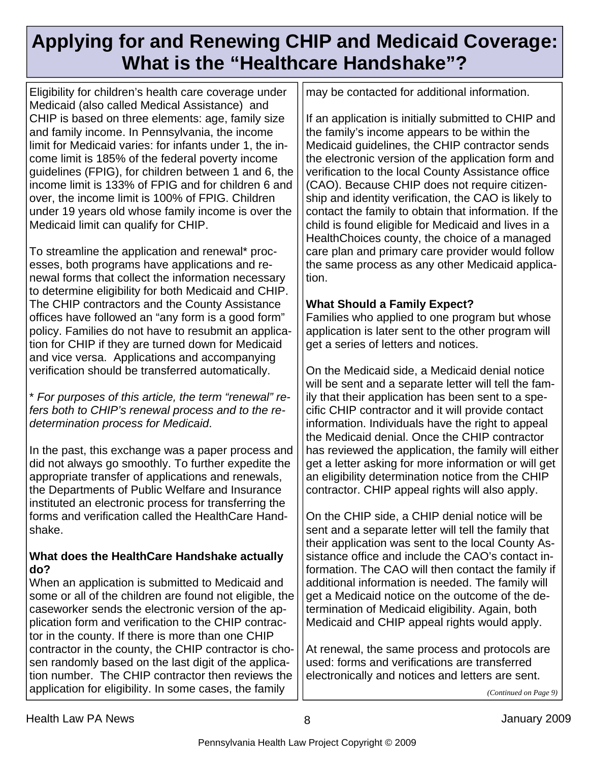# Applying for and Renewing CHIP and Medicaid Coverage: What is the "Healthcare Handshake"?

Eligibility for children's health care coverage under Medicaid (also called Medical Assistance) and CHIP is based on three elements: age, family size and family income. In Pennsylvania, the income limit for Medicaid varies: for infants under 1, the income limit is 185% of the federal poverty income guidelines (FPIG), for children between 1 and 6, the income limit is 133% of FPIG and for children 6 and over, the income limit is 100% of FPIG. Children under 19 years old whose family income is over the Medicaid limit can qualify for CHIP.

To streamline the application and renewal* processes, both programs have applications and renewal forms that collect the information necessary to determine eligibility for both Medicaid and CHIP. The CHIP contractors and the County Assistance offices have followed an "any form is a good form" policy. Families do not have to resubmit an application for CHIP if they are turned down for Medicaid and vice versa. Applications and accompanying verification should be transferred automatically.

*\* For purposes of this article, the term "renewal" refers both to CHIP's renewal process and to the redetermination process for Medicaid*.

In the past, this exchange was a paper process and did not always go smoothly. To further expedite the appropriate transfer of applications and renewals, the Departments of Public Welfare and Insurance instituted an electronic process for transferring the forms and verification called the HealthCare Handshake.

**What does the HealthCare Handshake actually do?**

When an application is submitted to Medicaid and some or all of the children are found not eligible, the caseworker sends the electronic version of the application form and verification to the CHIP contractor in the county. If there is more than one CHIP contractor in the county, the CHIP contractor is chosen randomly based on the last digit of the application number. The CHIP contractor then reviews the application for eligibility. In some cases, the family may be contacted for additional information.

If an application is initially submitted to CHIP and the family's income appears to be within the Medicaid guidelines, the CHIP contractor sends the electronic version of the application form and verification to the local County Assistance office (CAO). Because CHIP does not require citizenship and identity verification, the CAO is likely to contact the family to obtain that information. If the child is found eligible for Medicaid and lives in a HealthChoices county, the choice of a managed care plan and primary care provider would follow the same process as any other Medicaid application.

**What Should a Family Expect?**

Families who applied to one program but whose application is later sent to the other program will get a series of letters and notices.

On the Medicaid side, a Medicaid denial notice will be sent and a separate letter will tell the family that their application has been sent to a specific CHIP contractor and it will provide contact information. Individuals have the right to appeal the Medicaid denial. Once the CHIP contractor has reviewed the application, the family will either get a letter asking for more information or will get an eligibility determination notice from the CHIP contractor. CHIP appeal rights will also apply.

On the CHIP side, a CHIP denial notice will be sent and a separate letter will tell the family that their application was sent to the local County Assistance office and include the CAO's contact information. The CAO will then contact the family if additional information is needed. The family will get a Medicaid notice on the outcome of the determination of Medicaid eligibility. Again, both Medicaid and CHIP appeal rights would apply.

At renewal, the same process and protocols are used: forms and verifications are transferred electronically and notices and letters are sent.

*(Continued on Page 9)*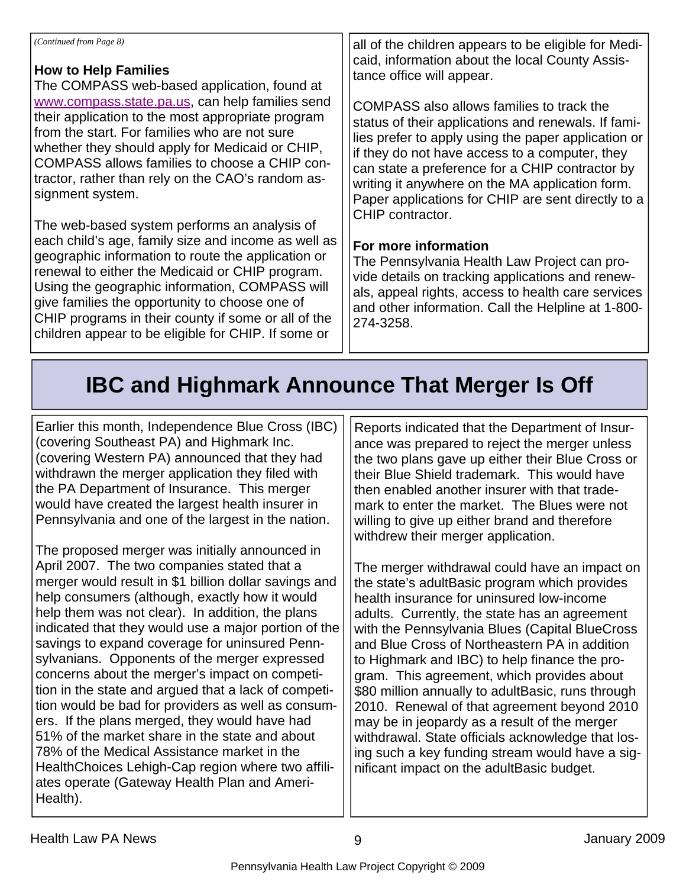*(Continued from Page 8)*

### How to Help Families

The COMPASS web-based application, found at [www.compass.state.pa.us](http://www.compass.state.pa.us), can help families send their application to the most appropriate program from the start. For families who are not sure whether they should apply for Medicaid or CHIP, COMPASS allows families to choose a CHIP contractor, rather than rely on the CAO's random assignment system.

The web-based system performs an analysis of each child's age, family size and income as well as geographic information to route the application or renewal to either the Medicaid or CHIP program. Using the geographic information, COMPASS will give families the opportunity to choose one of CHIP programs in their county if some or all of the children appear to be eligible for CHIP. If some or all of the children appears to be eligible for Medicaid, information about the local County Assistance office will appear.

COMPASS also allows families to track the status of their applications and renewals. If families prefer to apply using the paper application or if they do not have access to a computer, they can state a preference for a CHIP contractor by writing it anywhere on the MA application form. Paper applications for CHIP are sent directly to a CHIP contractor.

### For more information

The Pennsylvania Health Law Project can provide details on tracking applications and renewals, appeal rights, access to health care services and other information. Call the Helpline at 1-800-274-3258.

# IBC and Highmark Announce That Merger Is Off

Earlier this month, Independence Blue Cross (IBC) (covering Southeast PA) and Highmark Inc. (covering Western PA) announced that they had withdrawn the merger application they filed with the PA Department of Insurance. This merger would have created the largest health insurer in Pennsylvania and one of the largest in the nation.

The proposed merger was initially announced in April 2007. The two companies stated that a merger would result in $1 billion dollar savings and help consumers (although, exactly how it would help them was not clear). In addition, the plans indicated that they would use a major portion of the savings to expand coverage for uninsured Pennsylvanians. Opponents of the merger expressed concerns about the merger's impact on competition in the state and argued that a lack of competition would be bad for providers as well as consumers. If the plans merged, they would have had 51% of the market share in the state and about 78% of the Medical Assistance market in the HealthChoices Lehigh-Cap region where two affiliates operate (Gateway Health Plan and AmeriHealth).

Reports indicated that the Department of Insurance was prepared to reject the merger unless the two plans gave up either their Blue Cross or their Blue Shield trademark. This would have then enabled another insurer with that trademark to enter the market. The Blues were not willing to give up either brand and therefore withdrew their merger application.

The merger withdrawal could have an impact on the state's adultBasic program which provides health insurance for uninsured low-income adults. Currently, the state has an agreement with the Pennsylvania Blues (Capital BlueCross and Blue Cross of Northeastern PA in addition to Highmark and IBC) to help finance the program. This agreement, which provides about $80 million annually to adultBasic, runs through 2010. Renewal of that agreement beyond 2010 may be in jeopardy as a result of the merger withdrawal. State officials acknowledge that losing such a key funding stream would have a significant impact on the adultBasic budget.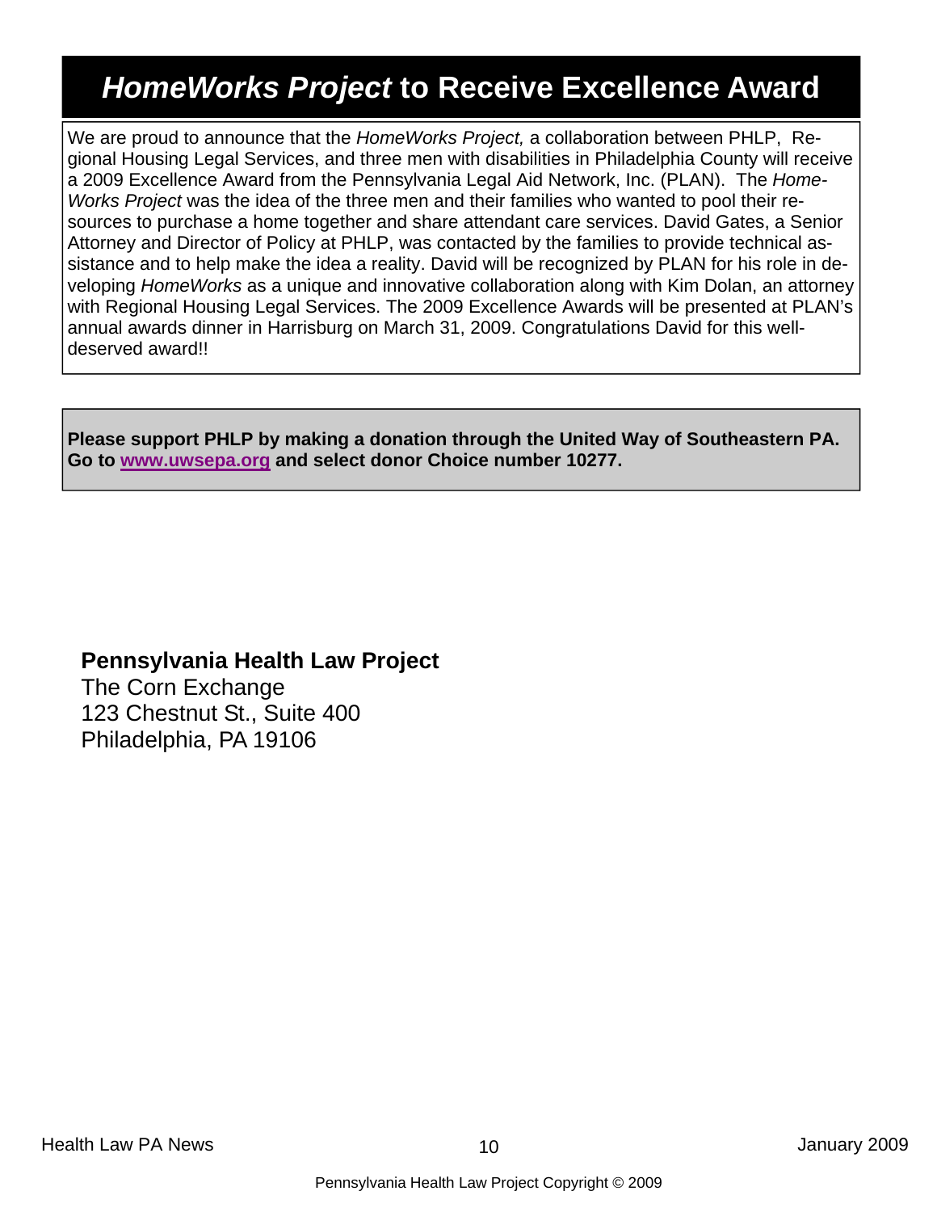# *HomeWorks Project* to Receive Excellence Award

We are proud to announce that the *HomeWorks Project,* a collaboration between PHLP, Regional Housing Legal Services, and three men with disabilities in Philadelphia County will receive a 2009 Excellence Award from the Pennsylvania Legal Aid Network, Inc. (PLAN). The *HomeWorks Project* was the idea of the three men and their families who wanted to pool their resources to purchase a home together and share attendant care services. David Gates, a Senior Attorney and Director of Policy at PHLP, was contacted by the families to provide technical assistance and to help make the idea a reality. David will be recognized by PLAN for his role in developing *HomeWorks* as a unique and innovative collaboration along with Kim Dolan, an attorney with Regional Housing Legal Services. The 2009 Excellence Awards will be presented at PLAN's annual awards dinner in Harrisburg on March 31, 2009. Congratulations David for this well-deserved award!!

**Please support PHLP by making a donation through the United Way of Southeastern PA. Go to [www.uwsepa.org](http://www.uwsepa.org) and select donor Choice number 10277.**

**Pennsylvania Health Law Project**
The Corn Exchange
123 Chestnut St., Suite 400
Philadelphia, PA 19106